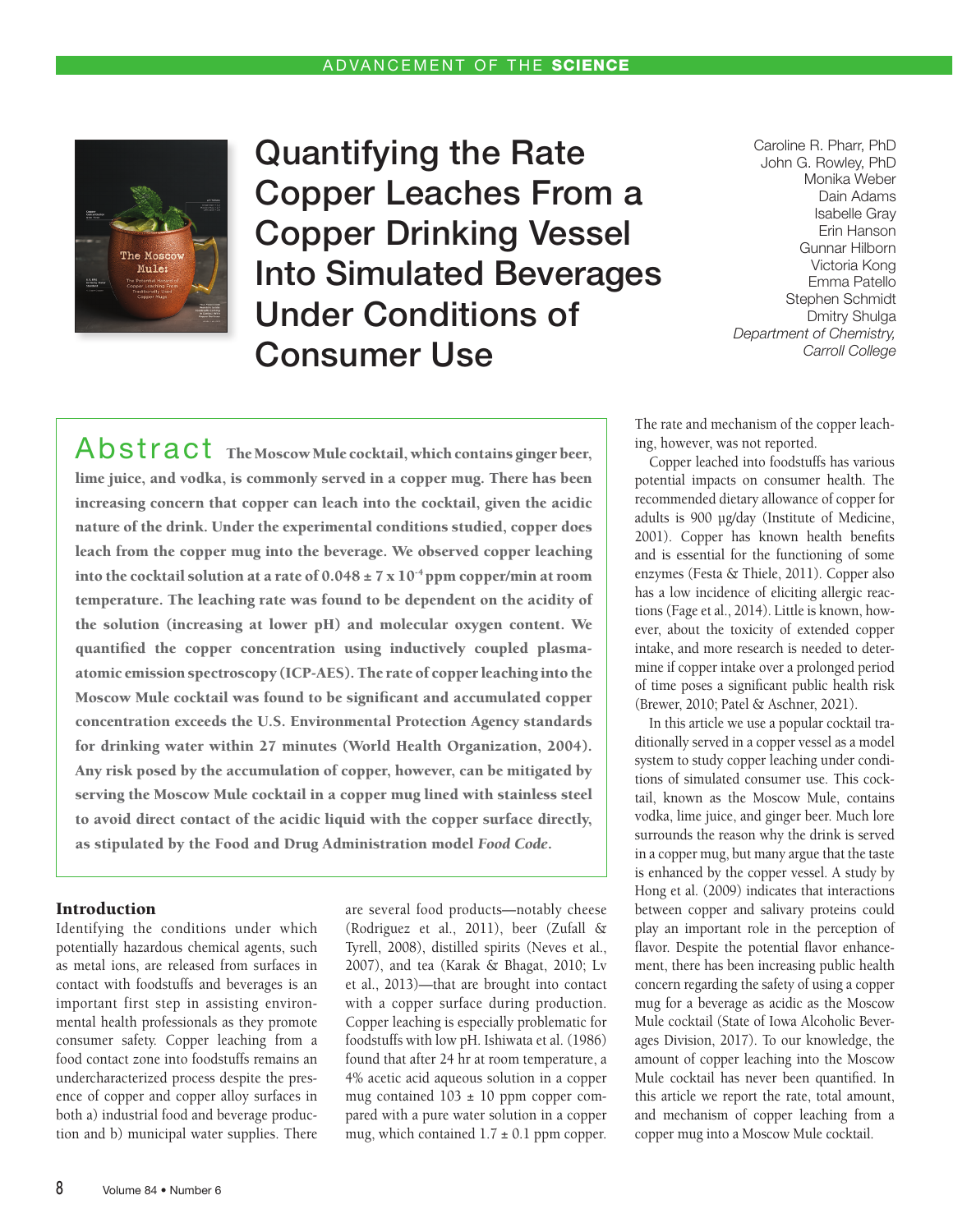# Quantifying the Rate Copper Leaches From a Copper Drinking Vessel Into Simulated Beverages Under Conditions of Consumer Use

Caroline R. Pharr, PhD
John G. Rowley, PhD
Monika Weber
Dain Adams
Isabelle Gray
Erin Hanson
Gunnar Hilborn
Victoria Kong
Emma Patello
Stephen Schmidt
Dmitry Shulga
*Department of Chemistry, Carroll College*

## Abstract

**The Moscow Mule cocktail, which contains ginger beer, lime juice, and vodka, is commonly served in a copper mug. There has been increasing concern that copper can leach into the cocktail, given the acidic nature of the drink. Under the experimental conditions studied, copper does leach from the copper mug into the beverage. We observed copper leaching into the cocktail solution at a rate of $0.048 \pm 7 \times 10^{-4}$ ppm copper/min at room temperature. The leaching rate was found to be dependent on the acidity of the solution (increasing at lower pH) and molecular oxygen content. We quantified the copper concentration using inductively coupled plasma-atomic emission spectroscopy (ICP-AES). The rate of copper leaching into the Moscow Mule cocktail was found to be significant and accumulated copper concentration exceeds the U.S. Environmental Protection Agency standards for drinking water within 27 minutes (World Health Organization, 2004). Any risk posed by the accumulation of copper, however, can be mitigated by serving the Moscow Mule cocktail in a copper mug lined with stainless steel to avoid direct contact of the acidic liquid with the copper surface directly, as stipulated by the Food and Drug Administration model *Food Code*.**

## Introduction

Identifying the conditions under which potentially hazardous chemical agents, such as metal ions, are released from surfaces in contact with foodstuffs and beverages is an important first step in assisting environmental health professionals as they promote consumer safety. Copper leaching from a food contact zone into foodstuffs remains an undercharacterized process despite the presence of copper and copper alloy surfaces in both a) industrial food and beverage production and b) municipal water supplies. There are several food products—notably cheese (Rodriguez et al., 2011), beer (Zufall & Tyrell, 2008), distilled spirits (Neves et al., 2007), and tea (Karak & Bhagat, 2010; Lv et al., 2013)—that are brought into contact with a copper surface during production. Copper leaching is especially problematic for foodstuffs with low pH. Ishiwata et al. (1986) found that after 24 hr at room temperature, a 4% acetic acid aqueous solution in a copper mug contained $103 \pm 10$ ppm copper compared with a pure water solution in a copper mug, which contained $1.7 \pm 0.1$ ppm copper. The rate and mechanism of the copper leaching, however, was not reported.

Copper leached into foodstuffs has various potential impacts on consumer health. The recommended dietary allowance of copper for adults is 900 µg/day (Institute of Medicine, 2001). Copper has known health benefits and is essential for the functioning of some enzymes (Festa & Thiele, 2011). Copper also has a low incidence of eliciting allergic reactions (Fage et al., 2014). Little is known, however, about the toxicity of extended copper intake, and more research is needed to determine if copper intake over a prolonged period of time poses a significant public health risk (Brewer, 2010; Patel & Aschner, 2021).

In this article we use a popular cocktail traditionally served in a copper vessel as a model system to study copper leaching under conditions of simulated consumer use. This cocktail, known as the Moscow Mule, contains vodka, lime juice, and ginger beer. Much lore surrounds the reason why the drink is served in a copper mug, but many argue that the taste is enhanced by the copper vessel. A study by Hong et al. (2009) indicates that interactions between copper and salivary proteins could play an important role in the perception of flavor. Despite the potential flavor enhancement, there has been increasing public health concern regarding the safety of using a copper mug for a beverage as acidic as the Moscow Mule cocktail (State of Iowa Alcoholic Beverages Division, 2017). To our knowledge, the amount of copper leaching into the Moscow Mule cocktail has never been quantified. In this article we report the rate, total amount, and mechanism of copper leaching from a copper mug into a Moscow Mule cocktail.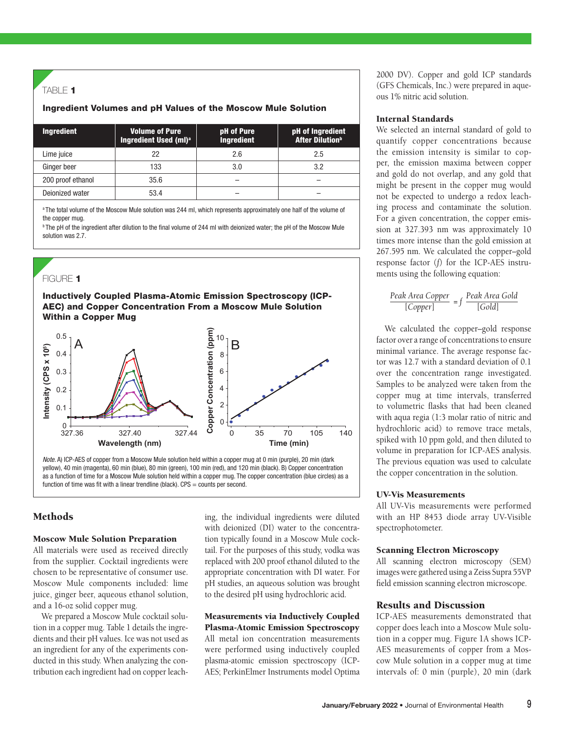**TABLE 1**

**Ingredient Volumes and pH Values of the Moscow Mule Solution**

| Ingredient | Volume of Pure Ingredient Used (ml)[a] | pH of Pure Ingredient | pH of Ingredient After Dilution[b] |
|---|---|---|---|
| Lime juice | 22 | 2.6 | 2.5 |
| Ginger beer | 133 | 3.0 | 3.2 |
| 200 proof ethanol | 35.6 | – | – |
| Deionized water | 53.4 | – | – |

[a] The total volume of the Moscow Mule solution was 244 ml, which represents approximately one half of the volume of the copper mug.
[b] The pH of the ingredient after dilution to the final volume of 244 ml with deionized water; the pH of the Moscow Mule solution was 2.7.

**FIGURE 1**

**Inductively Coupled Plasma-Atomic Emission Spectroscopy (ICP-AEC) and Copper Concentration From a Moscow Mule Solution Within a Copper Mug**

*Note.* A) ICP-AES of copper from a Moscow Mule solution held within a copper mug at 0 min (purple), 20 min (dark yellow), 40 min (magenta), 60 min (blue), 80 min (green), 100 min (red), and 120 min (black). B) Copper concentration as a function of time for a Moscow Mule solution held within a copper mug. The copper concentration (blue circles) as a function of time was fit with a linear trendline (black). CPS = counts per second.

## Methods

### Moscow Mule Solution Preparation

All materials were used as received directly from the supplier. Cocktail ingredients were chosen to be representative of consumer use. Moscow Mule components included: lime juice, ginger beer, aqueous ethanol solution, and a 16-oz solid copper mug.

We prepared a Moscow Mule cocktail solution in a copper mug. Table 1 details the ingredients and their pH values. Ice was not used as an ingredient for any of the experiments conducted in this study. When analyzing the contribution each ingredient had on copper leaching, the individual ingredients were diluted with deionized (DI) water to the concentration typically found in a Moscow Mule cocktail. For the purposes of this study, vodka was replaced with 200 proof ethanol diluted to the appropriate concentration with DI water. For pH studies, an aqueous solution was brought to the desired pH using hydrochloric acid.

### Measurements via Inductively Coupled Plasma-Atomic Emission Spectroscopy

All metal ion concentration measurements were performed using inductively coupled plasma-atomic emission spectroscopy (ICP-AES; PerkinElmer Instruments model Optima 2000 DV). Copper and gold ICP standards (GFS Chemicals, Inc.) were prepared in aqueous 1% nitric acid solution.

### Internal Standards

We selected an internal standard of gold to quantify copper concentrations because the emission intensity is similar to copper, the emission maxima between copper and gold do not overlap, and any gold that might be present in the copper mug would not be expected to undergo a redox leaching process and contaminate the solution. For a given concentration, the copper emission at 327.393 nm was approximately 10 times more intense than the gold emission at 267.595 nm. We calculated the copper–gold response factor ($f$) for the ICP-AES instruments using the following equation:

$$\frac{\text{Peak Area Copper}}{[\text{Copper}]} = f\,\frac{\text{Peak Area Gold}}{[\text{Gold}]}$$

We calculated the copper–gold response factor over a range of concentrations to ensure minimal variance. The average response factor was 12.7 with a standard deviation of 0.1 over the concentration range investigated. Samples to be analyzed were taken from the copper mug at time intervals, transferred to volumetric flasks that had been cleaned with aqua regia (1:3 molar ratio of nitric and hydrochloric acid) to remove trace metals, spiked with 10 ppm gold, and then diluted to volume in preparation for ICP-AES analysis. The previous equation was used to calculate the copper concentration in the solution.

### UV-Vis Measurements

All UV-Vis measurements were performed with an HP 8453 diode array UV-Visible spectrophotometer.

### Scanning Electron Microscopy

All scanning electron microscopy (SEM) images were gathered using a Zeiss Supra 55VP field emission scanning electron microscope.

## Results and Discussion

ICP-AES measurements demonstrated that copper does leach into a Moscow Mule solution in a copper mug. Figure 1A shows ICP-AES measurements of copper from a Moscow Mule solution in a copper mug at time intervals of: 0 min (purple), 20 min (dark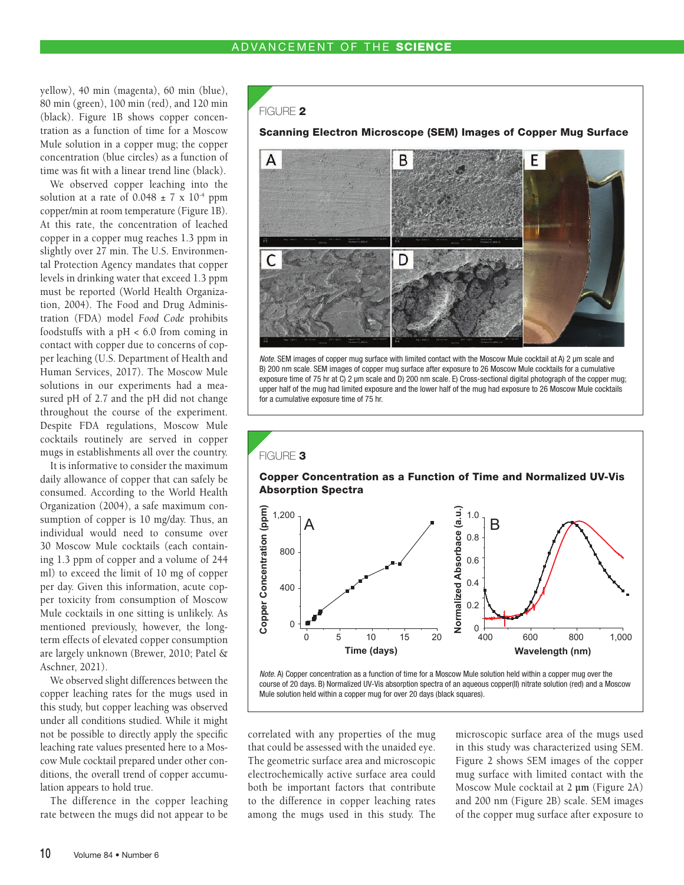yellow), 40 min (magenta), 60 min (blue), 80 min (green), 100 min (red), and 120 min (black). Figure 1B shows copper concentration as a function of time for a Moscow Mule solution in a copper mug; the copper concentration (blue circles) as a function of time was fit with a linear trend line (black).

We observed copper leaching into the solution at a rate of $0.048 \pm 7 \times 10^{-4}$ ppm copper/min at room temperature (Figure 1B). At this rate, the concentration of leached copper in a copper mug reaches 1.3 ppm in slightly over 27 min. The U.S. Environmental Protection Agency mandates that copper levels in drinking water that exceed 1.3 ppm must be reported (World Health Organization, 2004). The Food and Drug Administration (FDA) model *Food Code* prohibits foodstuffs with a pH < 6.0 from coming in contact with copper due to concerns of copper leaching (U.S. Department of Health and Human Services, 2017). The Moscow Mule solutions in our experiments had a measured pH of 2.7 and the pH did not change throughout the course of the experiment. Despite FDA regulations, Moscow Mule cocktails routinely are served in copper mugs in establishments all over the country.

It is informative to consider the maximum daily allowance of copper that can safely be consumed. According to the World Health Organization (2004), a safe maximum consumption of copper is 10 mg/day. Thus, an individual would need to consume over 30 Moscow Mule cocktails (each containing 1.3 ppm of copper and a volume of 244 ml) to exceed the limit of 10 mg of copper per day. Given this information, acute copper toxicity from consumption of Moscow Mule cocktails in one sitting is unlikely. As mentioned previously, however, the long-term effects of elevated copper consumption are largely unknown (Brewer, 2010; Patel & Aschner, 2021).

We observed slight differences between the copper leaching rates for the mugs used in this study, but copper leaching was observed under all conditions studied. While it might not be possible to directly apply the specific leaching rate values presented here to a Moscow Mule cocktail prepared under other conditions, the overall trend of copper accumulation appears to hold true.

The difference in the copper leaching rate between the mugs did not appear to be correlated with any properties of the mug that could be assessed with the unaided eye. The geometric surface area and microscopic electrochemically active surface area could both be important factors that contribute to the difference in copper leaching rates among the mugs used in this study. The microscopic surface area of the mugs used in this study was characterized using SEM. Figure 2 shows SEM images of the copper mug surface with limited contact with the Moscow Mule cocktail at 2 µm (Figure 2A) and 200 nm (Figure 2B) scale. SEM images of the copper mug surface after exposure to

FIGURE **2**

**Scanning Electron Microscope (SEM) Images of Copper Mug Surface**

*Note.* SEM images of copper mug surface with limited contact with the Moscow Mule cocktail at A) 2 µm scale and B) 200 nm scale. SEM images of copper mug surface after exposure to 26 Moscow Mule cocktails for a cumulative exposure time of 75 hr at C) 2 µm scale and D) 200 nm scale. E) Cross-sectional digital photograph of the copper mug; upper half of the mug had limited exposure and the lower half of the mug had exposure to 26 Moscow Mule cocktails for a cumulative exposure time of 75 hr.

FIGURE **3**

**Copper Concentration as a Function of Time and Normalized UV-Vis Absorption Spectra**

*Note.* A) Copper concentration as a function of time for a Moscow Mule solution held within a copper mug over the course of 20 days. B) Normalized UV-Vis absorption spectra of an aqueous copper(II) nitrate solution (red) and a Moscow Mule solution held within a copper mug for over 20 days (black squares).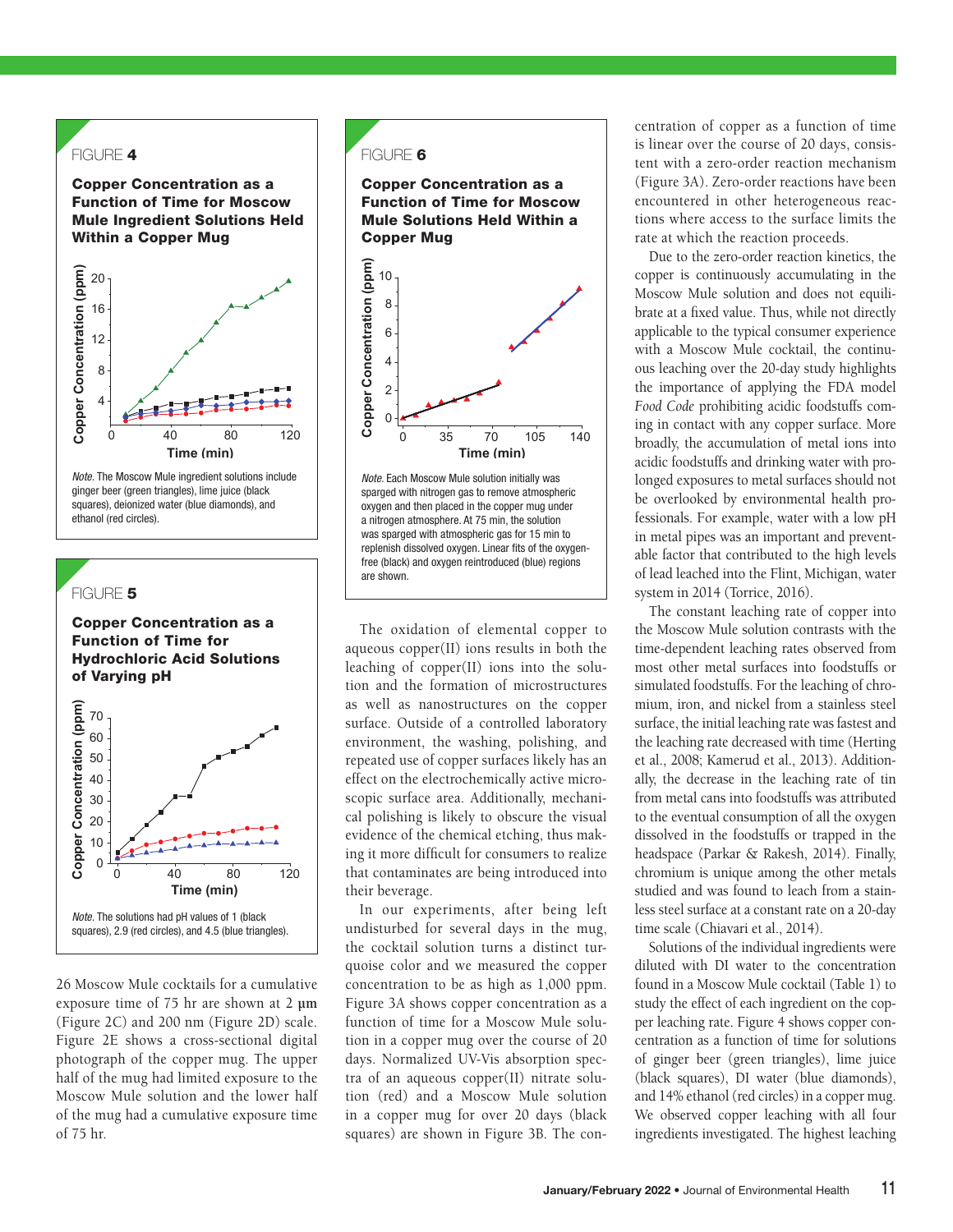FIGURE 4

**Copper Concentration as a Function of Time for Moscow Mule Ingredient Solutions Held Within a Copper Mug**

*Note.* The Moscow Mule ingredient solutions include ginger beer (green triangles), lime juice (black squares), deionized water (blue diamonds), and ethanol (red circles).

FIGURE 5

**Copper Concentration as a Function of Time for Hydrochloric Acid Solutions of Varying pH**

*Note.* The solutions had pH values of 1 (black squares), 2.9 (red circles), and 4.5 (blue triangles).

26 Moscow Mule cocktails for a cumulative exposure time of 75 hr are shown at 2 µm (Figure 2C) and 200 nm (Figure 2D) scale. Figure 2E shows a cross-sectional digital photograph of the copper mug. The upper half of the mug had limited exposure to the Moscow Mule solution and the lower half of the mug had a cumulative exposure time of 75 hr.

FIGURE 6

**Copper Concentration as a Function of Time for Moscow Mule Solutions Held Within a Copper Mug**

*Note.* Each Moscow Mule solution initially was sparged with nitrogen gas to remove atmospheric oxygen and then placed in the copper mug under a nitrogen atmosphere. At 75 min, the solution was sparged with atmospheric gas for 15 min to replenish dissolved oxygen. Linear fits of the oxygen-free (black) and oxygen reintroduced (blue) regions are shown.

The oxidation of elemental copper to aqueous copper(II) ions results in both the leaching of copper(II) ions into the solution and the formation of microstructures as well as nanostructures on the copper surface. Outside of a controlled laboratory environment, the washing, polishing, and repeated use of copper surfaces likely has an effect on the electrochemically active microscopic surface area. Additionally, mechanical polishing is likely to obscure the visual evidence of the chemical etching, thus making it more difficult for consumers to realize that contaminates are being introduced into their beverage.

In our experiments, after being left undisturbed for several days in the mug, the cocktail solution turns a distinct turquoise color and we measured the copper concentration to be as high as 1,000 ppm. Figure 3A shows copper concentration as a function of time for a Moscow Mule solution in a copper mug over the course of 20 days. Normalized UV-Vis absorption spectra of an aqueous copper(II) nitrate solution (red) and a Moscow Mule solution in a copper mug for over 20 days (black squares) are shown in Figure 3B. The concentration of copper as a function of time is linear over the course of 20 days, consistent with a zero-order reaction mechanism (Figure 3A). Zero-order reactions have been encountered in other heterogeneous reactions where access to the surface limits the rate at which the reaction proceeds.

Due to the zero-order reaction kinetics, the copper is continuously accumulating in the Moscow Mule solution and does not equilibrate at a fixed value. Thus, while not directly applicable to the typical consumer experience with a Moscow Mule cocktail, the continuous leaching over the 20-day study highlights the importance of applying the FDA model *Food Code* prohibiting acidic foodstuffs coming in contact with any copper surface. More broadly, the accumulation of metal ions into acidic foodstuffs and drinking water with prolonged exposures to metal surfaces should not be overlooked by environmental health professionals. For example, water with a low pH in metal pipes was an important and preventable factor that contributed to the high levels of lead leached into the Flint, Michigan, water system in 2014 (Torrice, 2016).

The constant leaching rate of copper into the Moscow Mule solution contrasts with the time-dependent leaching rates observed from most other metal surfaces into foodstuffs or simulated foodstuffs. For the leaching of chromium, iron, and nickel from a stainless steel surface, the initial leaching rate was fastest and the leaching rate decreased with time (Herting et al., 2008; Kamerud et al., 2013). Additionally, the decrease in the leaching rate of tin from metal cans into foodstuffs was attributed to the eventual consumption of all the oxygen dissolved in the foodstuffs or trapped in the headspace (Parkar & Rakesh, 2014). Finally, chromium is unique among the other metals studied and was found to leach from a stainless steel surface at a constant rate on a 20-day time scale (Chiavari et al., 2014).

Solutions of the individual ingredients were diluted with DI water to the concentration found in a Moscow Mule cocktail (Table 1) to study the effect of each ingredient on the copper leaching rate. Figure 4 shows copper concentration as a function of time for solutions of ginger beer (green triangles), lime juice (black squares), DI water (blue diamonds), and 14% ethanol (red circles) in a copper mug. We observed copper leaching with all four ingredients investigated. The highest leaching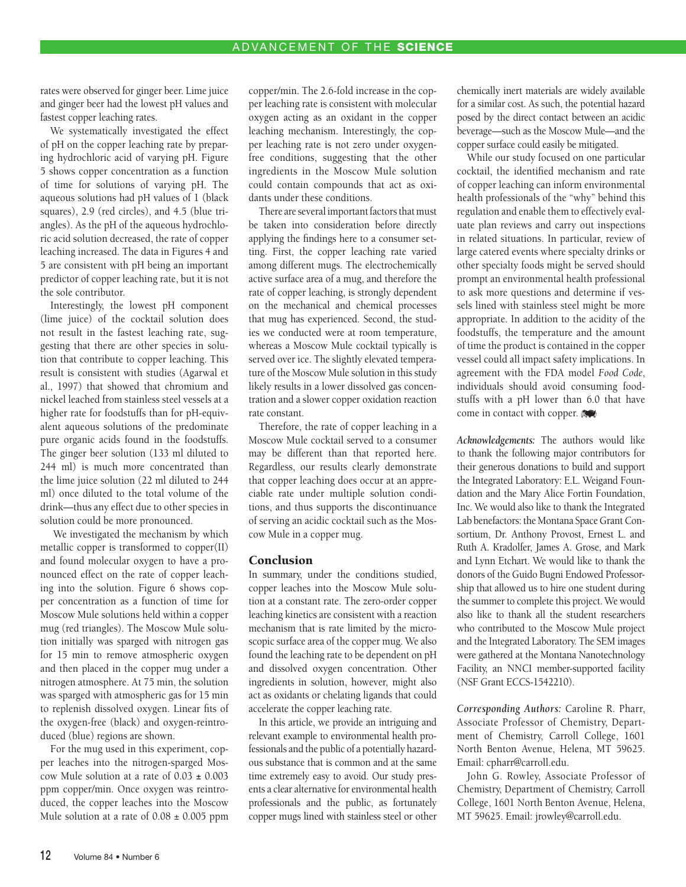rates were observed for ginger beer. Lime juice and ginger beer had the lowest pH values and fastest copper leaching rates.

We systematically investigated the effect of pH on the copper leaching rate by preparing hydrochloric acid of varying pH. Figure 5 shows copper concentration as a function of time for solutions of varying pH. The aqueous solutions had pH values of 1 (black squares), 2.9 (red circles), and 4.5 (blue triangles). As the pH of the aqueous hydrochloric acid solution decreased, the rate of copper leaching increased. The data in Figures 4 and 5 are consistent with pH being an important predictor of copper leaching rate, but it is not the sole contributor.

Interestingly, the lowest pH component (lime juice) of the cocktail solution does not result in the fastest leaching rate, suggesting that there are other species in solution that contribute to copper leaching. This result is consistent with studies (Agarwal et al., 1997) that showed that chromium and nickel leached from stainless steel vessels at a higher rate for foodstuffs than for pH-equivalent aqueous solutions of the predominate pure organic acids found in the foodstuffs. The ginger beer solution (133 ml diluted to 244 ml) is much more concentrated than the lime juice solution (22 ml diluted to 244 ml) once diluted to the total volume of the drink—thus any effect due to other species in solution could be more pronounced.

We investigated the mechanism by which metallic copper is transformed to copper(II) and found molecular oxygen to have a pronounced effect on the rate of copper leaching into the solution. Figure 6 shows copper concentration as a function of time for Moscow Mule solutions held within a copper mug (red triangles). The Moscow Mule solution initially was sparged with nitrogen gas for 15 min to remove atmospheric oxygen and then placed in the copper mug under a nitrogen atmosphere. At 75 min, the solution was sparged with atmospheric gas for 15 min to replenish dissolved oxygen. Linear fits of the oxygen-free (black) and oxygen-reintroduced (blue) regions are shown.

For the mug used in this experiment, copper leaches into the nitrogen-sparged Moscow Mule solution at a rate of $0.03 \pm 0.003$ ppm copper/min. Once oxygen was reintroduced, the copper leaches into the Moscow Mule solution at a rate of $0.08 \pm 0.005$ ppm copper/min. The 2.6-fold increase in the copper leaching rate is consistent with molecular oxygen acting as an oxidant in the copper leaching mechanism. Interestingly, the copper leaching rate is not zero under oxygen-free conditions, suggesting that the other ingredients in the Moscow Mule solution could contain compounds that act as oxidants under these conditions.

There are several important factors that must be taken into consideration before directly applying the findings here to a consumer setting. First, the copper leaching rate varied among different mugs. The electrochemically active surface area of a mug, and therefore the rate of copper leaching, is strongly dependent on the mechanical and chemical processes that mug has experienced. Second, the studies we conducted were at room temperature, whereas a Moscow Mule cocktail typically is served over ice. The slightly elevated temperature of the Moscow Mule solution in this study likely results in a lower dissolved gas concentration and a slower copper oxidation reaction rate constant.

Therefore, the rate of copper leaching in a Moscow Mule cocktail served to a consumer may be different than that reported here. Regardless, our results clearly demonstrate that copper leaching does occur at an appreciable rate under multiple solution conditions, and thus supports the discontinuance of serving an acidic cocktail such as the Moscow Mule in a copper mug.

## Conclusion

In summary, under the conditions studied, copper leaches into the Moscow Mule solution at a constant rate. The zero-order copper leaching kinetics are consistent with a reaction mechanism that is rate limited by the microscopic surface area of the copper mug. We also found the leaching rate to be dependent on pH and dissolved oxygen concentration. Other ingredients in solution, however, might also act as oxidants or chelating ligands that could accelerate the copper leaching rate.

In this article, we provide an intriguing and relevant example to environmental health professionals and the public of a potentially hazardous substance that is common and at the same time extremely easy to avoid. Our study presents a clear alternative for environmental health professionals and the public, as fortunately copper mugs lined with stainless steel or other chemically inert materials are widely available for a similar cost. As such, the potential hazard posed by the direct contact between an acidic beverage—such as the Moscow Mule—and the copper surface could easily be mitigated.

While our study focused on one particular cocktail, the identified mechanism and rate of copper leaching can inform environmental health professionals of the "why" behind this regulation and enable them to effectively evaluate plan reviews and carry out inspections in related situations. In particular, review of large catered events where specialty drinks or other specialty foods might be served should prompt an environmental health professional to ask more questions and determine if vessels lined with stainless steel might be more appropriate. In addition to the acidity of the foodstuffs, the temperature and the amount of time the product is contained in the copper vessel could all impact safety implications. In agreement with the FDA model *Food Code*, individuals should avoid consuming foodstuffs with a pH lower than 6.0 that have come in contact with copper.

***Acknowledgements:*** The authors would like to thank the following major contributors for their generous donations to build and support the Integrated Laboratory: E.L. Weigand Foundation and the Mary Alice Fortin Foundation, Inc. We would also like to thank the Integrated Lab benefactors: the Montana Space Grant Consortium, Dr. Anthony Provost, Ernest L. and Ruth A. Kradolfer, James A. Grose, and Mark and Lynn Etchart. We would like to thank the donors of the Guido Bugni Endowed Professorship that allowed us to hire one student during the summer to complete this project. We would also like to thank all the student researchers who contributed to the Moscow Mule project and the Integrated Laboratory. The SEM images were gathered at the Montana Nanotechnology Facility, an NNCI member-supported facility (NSF Grant ECCS-1542210).

***Corresponding Authors:*** Caroline R. Pharr, Associate Professor of Chemistry, Department of Chemistry, Carroll College, 1601 North Benton Avenue, Helena, MT 59625. Email: cpharr@carroll.edu.

John G. Rowley, Associate Professor of Chemistry, Department of Chemistry, Carroll College, 1601 North Benton Avenue, Helena, MT 59625. Email: jrowley@carroll.edu.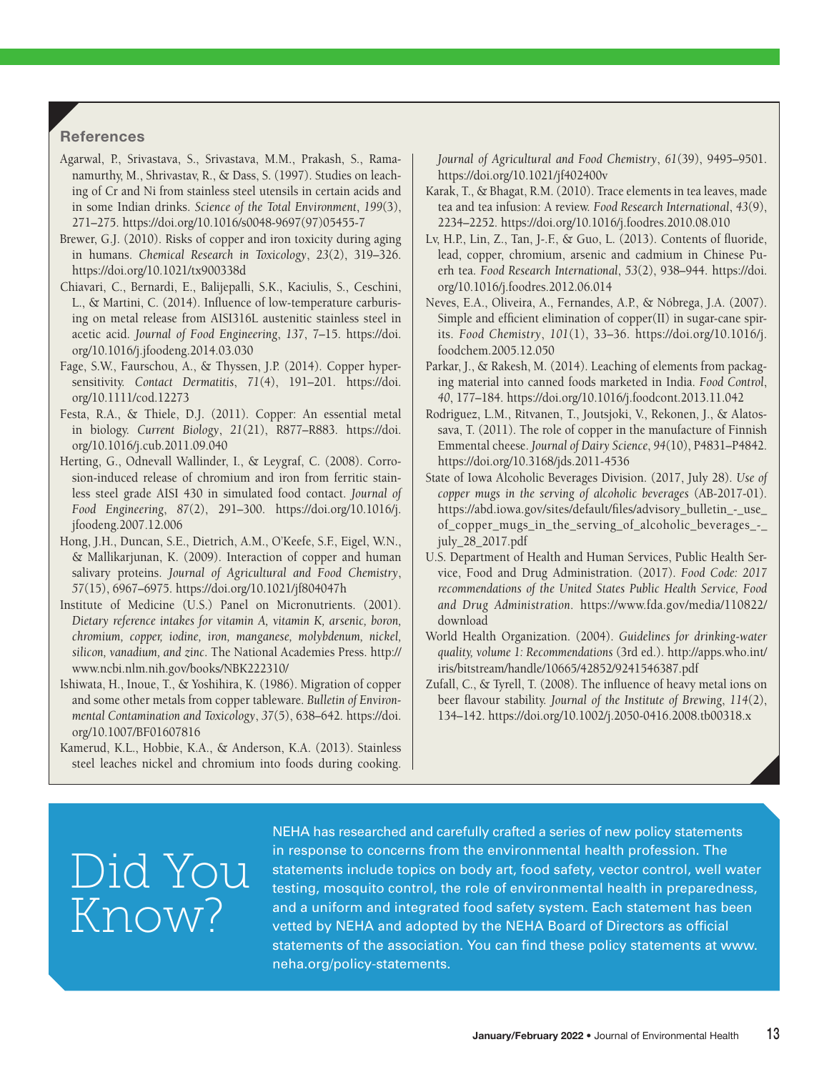## References

Agarwal, P., Srivastava, S., Srivastava, M.M., Prakash, S., Ramanamurthy, M., Shrivastav, R., & Dass, S. (1997). Studies on leaching of Cr and Ni from stainless steel utensils in certain acids and in some Indian drinks. *Science of the Total Environment*, *199*(3), 271–275. https://doi.org/10.1016/s0048-9697(97)05455-7

Brewer, G.J. (2010). Risks of copper and iron toxicity during aging in humans. *Chemical Research in Toxicology*, *23*(2), 319–326. https://doi.org/10.1021/tx900338d

Chiavari, C., Bernardi, E., Balijepalli, S.K., Kaciulis, S., Ceschini, L., & Martini, C. (2014). Influence of low-temperature carburising on metal release from AISI316L austenitic stainless steel in acetic acid. *Journal of Food Engineering*, *137*, 7–15. https://doi.org/10.1016/j.jfoodeng.2014.03.030

Fage, S.W., Faurschou, A., & Thyssen, J.P. (2014). Copper hypersensitivity. *Contact Dermatitis*, *71*(4), 191–201. https://doi.org/10.1111/cod.12273

Festa, R.A., & Thiele, D.J. (2011). Copper: An essential metal in biology. *Current Biology*, *21*(21), R877–R883. https://doi.org/10.1016/j.cub.2011.09.040

Herting, G., Odnevall Wallinder, I., & Leygraf, C. (2008). Corrosion-induced release of chromium and iron from ferritic stainless steel grade AISI 430 in simulated food contact. *Journal of Food Engineering*, *87*(2), 291–300. https://doi.org/10.1016/j.jfoodeng.2007.12.006

Hong, J.H., Duncan, S.E., Dietrich, A.M., O'Keefe, S.F., Eigel, W.N., & Mallikarjunan, K. (2009). Interaction of copper and human salivary proteins. *Journal of Agricultural and Food Chemistry*, *57*(15), 6967–6975. https://doi.org/10.1021/jf804047h

Institute of Medicine (U.S.) Panel on Micronutrients. (2001). *Dietary reference intakes for vitamin A, vitamin K, arsenic, boron, chromium, copper, iodine, iron, manganese, molybdenum, nickel, silicon, vanadium, and zinc*. The National Academies Press. http://www.ncbi.nlm.nih.gov/books/NBK222310/

Ishiwata, H., Inoue, T., & Yoshihira, K. (1986). Migration of copper and some other metals from copper tableware. *Bulletin of Environmental Contamination and Toxicology*, *37*(5), 638–642. https://doi.org/10.1007/BF01607816

Kamerud, K.L., Hobbie, K.A., & Anderson, K.A. (2013). Stainless steel leaches nickel and chromium into foods during cooking. *Journal of Agricultural and Food Chemistry*, *61*(39), 9495–9501. https://doi.org/10.1021/jf402400v

Karak, T., & Bhagat, R.M. (2010). Trace elements in tea leaves, made tea and tea infusion: A review. *Food Research International*, *43*(9), 2234–2252. https://doi.org/10.1016/j.foodres.2010.08.010

Lv, H.P., Lin, Z., Tan, J-.F., & Guo, L. (2013). Contents of fluoride, lead, copper, chromium, arsenic and cadmium in Chinese Pu-erh tea. *Food Research International*, *53*(2), 938–944. https://doi.org/10.1016/j.foodres.2012.06.014

Neves, E.A., Oliveira, A., Fernandes, A.P., & Nóbrega, J.A. (2007). Simple and efficient elimination of copper(II) in sugar-cane spirits. *Food Chemistry*, *101*(1), 33–36. https://doi.org/10.1016/j.foodchem.2005.12.050

Parkar, J., & Rakesh, M. (2014). Leaching of elements from packaging material into canned foods marketed in India. *Food Control*, *40*, 177–184. https://doi.org/10.1016/j.foodcont.2013.11.042

Rodriguez, L.M., Ritvanen, T., Joutsjoki, V., Rekonen, J., & Alatossava, T. (2011). The role of copper in the manufacture of Finnish Emmental cheese. *Journal of Dairy Science*, *94*(10), P4831–P4842. https://doi.org/10.3168/jds.2011-4536

State of Iowa Alcoholic Beverages Division. (2017, July 28). *Use of copper mugs in the serving of alcoholic beverages* (AB-2017-01). https://abd.iowa.gov/sites/default/files/advisory_bulletin_-_use_of_copper_mugs_in_the_serving_of_alcoholic_beverages_-_july_28_2017.pdf

U.S. Department of Health and Human Services, Public Health Service, Food and Drug Administration. (2017). *Food Code: 2017 recommendations of the United States Public Health Service, Food and Drug Administration*. https://www.fda.gov/media/110822/download

World Health Organization. (2004). *Guidelines for drinking-water quality, volume 1: Recommendations* (3rd ed.). http://apps.who.int/iris/bitstream/handle/10665/42852/9241546387.pdf

Zufall, C., & Tyrell, T. (2008). The influence of heavy metal ions on beer flavour stability. *Journal of the Institute of Brewing*, *114*(2), 134–142. https://doi.org/10.1002/j.2050-0416.2008.tb00318.x

## Did You Know?

NEHA has researched and carefully crafted a series of new policy statements in response to concerns from the environmental health profession. The statements include topics on body art, food safety, vector control, well water testing, mosquito control, the role of environmental health in preparedness, and a uniform and integrated food safety system. Each statement has been vetted by NEHA and adopted by the NEHA Board of Directors as official statements of the association. You can find these policy statements at www.neha.org/policy-statements.